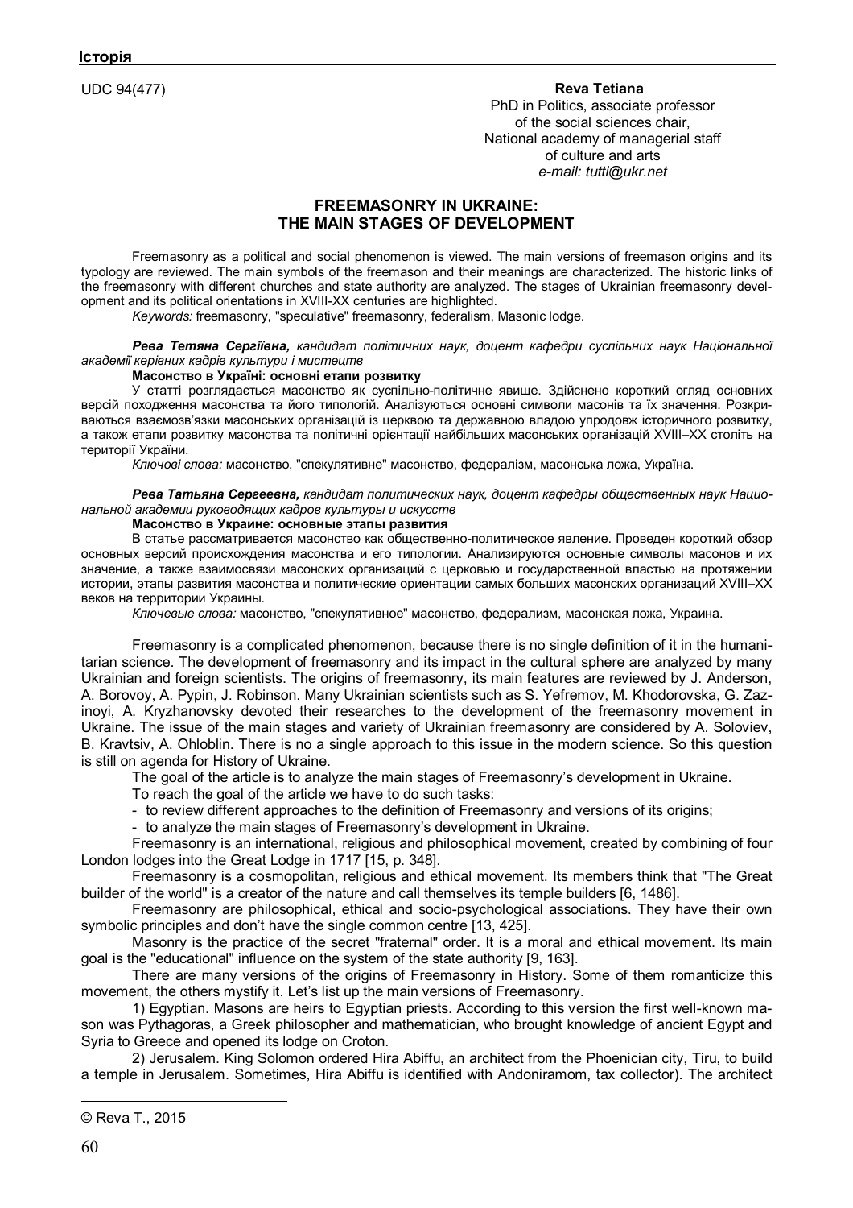UDC 94(477)

**Reva Tetiana**
PhD in Politics, associate professor
of the social sciences chair,
National academy of managerial staff
of culture and arts
*e-mail: tutti@ukr.net*

# FREEMASONRY IN UKRAINE: THE MAIN STAGES OF DEVELOPMENT

Freemasonry as a political and social phenomenon is viewed. The main versions of freemason origins and its typology are reviewed. The main symbols of the freemason and their meanings are characterized. The historic links of the freemasonry with different churches and state authority are analyzed. The stages of Ukrainian freemasonry development and its political orientations in XVIII-XX centuries are highlighted.

*Keywords:* freemasonry, "speculative" freemasonry, federalism, Masonic lodge.

***Рева Тетяна Сергіївна,*** *кандидат політичних наук, доцент кафедри суспільних наук Національної академії керівних кадрів культури і мистецтв*

**Масонство в Україні: основні етапи розвитку**

У статті розглядається масонство як суспільно-політичне явище. Здійснено короткий огляд основних версій походження масонства та його типологій. Аналізуються основні символи масонів та їх значення. Розкриваються взаємозв'язки масонських організацій із церквою та державною владою упродовж історичного розвитку, а також етапи розвитку масонства та політичні орієнтації найбільших масонських організацій XVIII–XX століть на території України.

*Ключові слова:* масонство, "спекулятивне" масонство, федералізм, масонська ложа, Україна.

***Рева Татьяна Сергеевна,*** *кандидат политических наук, доцент кафедры общественных наук Национальной академии руководящих кадров культуры и искусств*

**Масонство в Украине: основные этапы развития**

В статье рассматривается масонство как общественно-политическое явление. Проведен короткий обзор основных версий происхождения масонства и его типологии. Анализируются основные символы масонов и их значение, а также взаимосвязи масонских организаций с церковью и государственной властью на протяжении истории, этапы развития масонства и политические ориентации самых больших масонских организаций XVIII–XX веков на территории Украины.

*Ключевые слова:* масонство, "спекулятивное" масонство, федерализм, масонская ложа, Украина.

Freemasonry is a complicated phenomenon, because there is no single definition of it in the humanitarian science. The development of freemasonry and its impact in the cultural sphere are analyzed by many Ukrainian and foreign scientists. The origins of freemasonry, its main features are reviewed by J. Anderson, A. Borovoy, A. Pypin, J. Robinson. Many Ukrainian scientists such as S. Yefremov, M. Khodorovska, G. Zazinoyi, A. Kryzhanovsky devoted their researches to the development of the freemasonry movement in Ukraine. The issue of the main stages and variety of Ukrainian freemasonry are considered by A. Soloviev, B. Kravtsiv, A. Ohloblin. There is no a single approach to this issue in the modern science. So this question is still on agenda for History of Ukraine.

The goal of the article is to analyze the main stages of Freemasonry's development in Ukraine.

To reach the goal of the article we have to do such tasks:

- to review different approaches to the definition of Freemasonry and versions of its origins;
- to analyze the main stages of Freemasonry's development in Ukraine.

Freemasonry is an international, religious and philosophical movement, created by combining of four London lodges into the Great Lodge in 1717 [15, p. 348].

Freemasonry is a cosmopolitan, religious and ethical movement. Its members think that "The Great builder of the world" is a creator of the nature and call themselves its temple builders [6, 1486].

Freemasonry are philosophical, ethical and socio-psychological associations. They have their own symbolic principles and don't have the single common centre [13, 425].

Masonry is the practice of the secret "fraternal" order. It is a moral and ethical movement. Its main goal is the "educational" influence on the system of the state authority [9, 163].

There are many versions of the origins of Freemasonry in History. Some of them romanticize this movement, the others mystify it. Let's list up the main versions of Freemasonry.

1) Egyptian. Masons are heirs to Egyptian priests. According to this version the first well-known mason was Pythagoras, a Greek philosopher and mathematician, who brought knowledge of ancient Egypt and Syria to Greece and opened its lodge on Croton.

2) Jerusalem. King Solomon ordered Hira Abiffu, an architect from the Phoenician city, Tiru, to build a temple in Jerusalem. Sometimes, Hira Abiffu is identified with Andoniramom, tax collector). The architect

© Reva T., 2015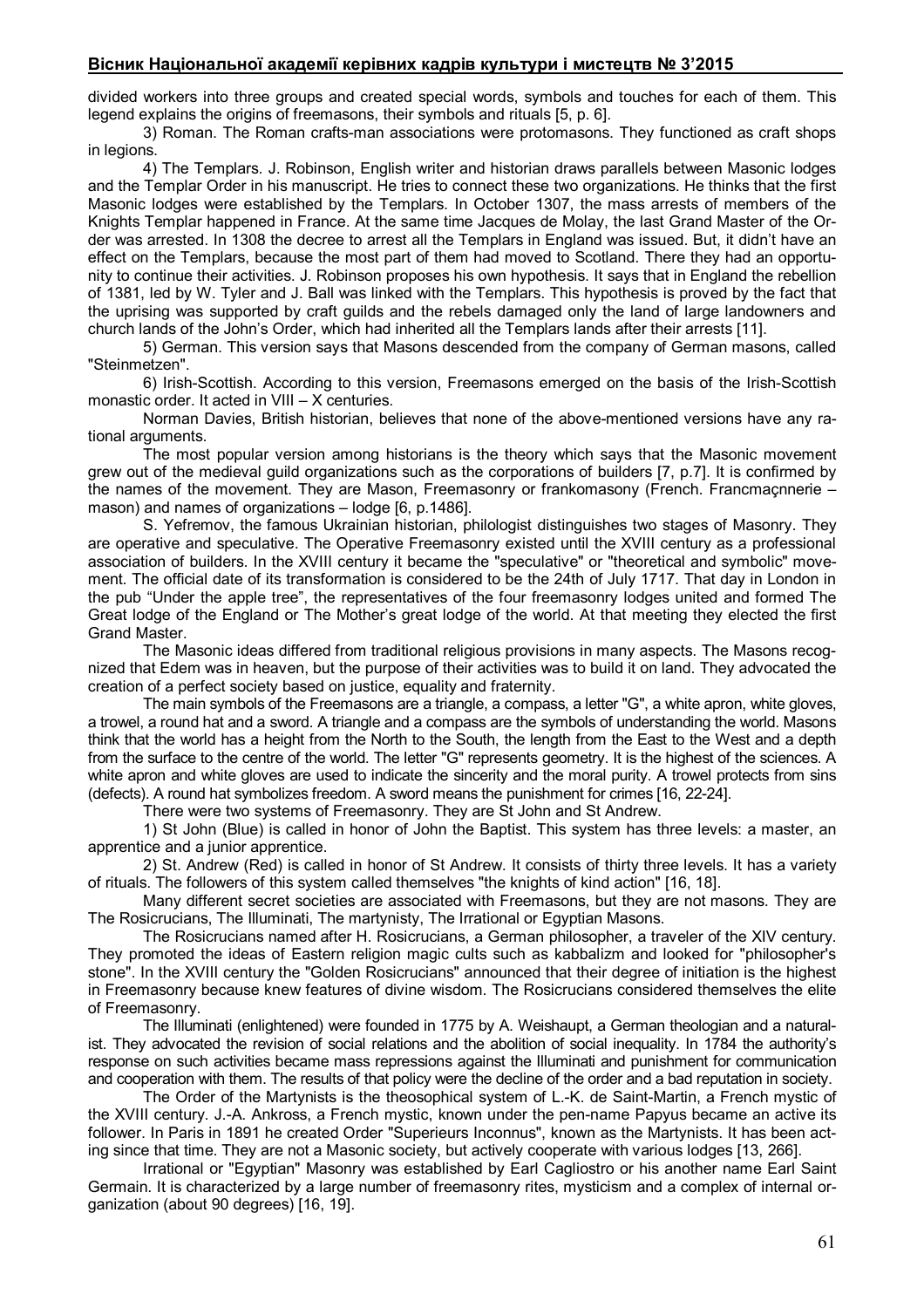divided workers into three groups and created special words, symbols and touches for each of them. This legend explains the origins of freemasons, their symbols and rituals [5, p. 6].

3) Roman. The Roman crafts-man associations were protomasons. They functioned as craft shops in legions.

4) The Templars. J. Robinson, English writer and historian draws parallels between Masonic lodges and the Templar Order in his manuscript. He tries to connect these two organizations. He thinks that the first Masonic lodges were established by the Templars. In October 1307, the mass arrests of members of the Knights Templar happened in France. At the same time Jacques de Molay, the last Grand Master of the Order was arrested. In 1308 the decree to arrest all the Templars in England was issued. But, it didn't have an effect on the Templars, because the most part of them had moved to Scotland. There they had an opportunity to continue their activities. J. Robinson proposes his own hypothesis. It says that in England the rebellion of 1381, led by W. Tyler and J. Ball was linked with the Templars. This hypothesis is proved by the fact that the uprising was supported by craft guilds and the rebels damaged only the land of large landowners and church lands of the John's Order, which had inherited all the Templars lands after their arrests [11].

5) German. This version says that Masons descended from the company of German masons, called "Steinmetzen".

6) Irish-Scottish. According to this version, Freemasons emerged on the basis of the Irish-Scottish monastic order. It acted in VIII – X centuries.

Norman Davies, British historian, believes that none of the above-mentioned versions have any rational arguments.

The most popular version among historians is the theory which says that the Masonic movement grew out of the medieval guild organizations such as the corporations of builders [7, p.7]. It is confirmed by the names of the movement. They are Mason, Freemasonry or frankomasony (French. Francmaçnnerie – mason) and names of organizations – lodge [6, p.1486].

S. Yefremov, the famous Ukrainian historian, philologist distinguishes two stages of Masonry. They are operative and speculative. The Operative Freemasonry existed until the XVIII century as a professional association of builders. In the XVIII century it became the "speculative" or "theoretical and symbolic" movement. The official date of its transformation is considered to be the 24th of July 1717. That day in London in the pub "Under the apple tree", the representatives of the four freemasonry lodges united and formed The Great lodge of the England or The Mother's great lodge of the world. At that meeting they elected the first Grand Master.

The Masonic ideas differed from traditional religious provisions in many aspects. The Masons recognized that Edem was in heaven, but the purpose of their activities was to build it on land. They advocated the creation of a perfect society based on justice, equality and fraternity.

The main symbols of the Freemasons are a triangle, a compass, a letter "G", a white apron, white gloves, a trowel, a round hat and a sword. A triangle and a compass are the symbols of understanding the world. Masons think that the world has a height from the North to the South, the length from the East to the West and a depth from the surface to the centre of the world. The letter "G" represents geometry. It is the highest of the sciences. A white apron and white gloves are used to indicate the sincerity and the moral purity. A trowel protects from sins (defects). A round hat symbolizes freedom. A sword means the punishment for crimes [16, 22-24].

There were two systems of Freemasonry. They are St John and St Andrew.

1) St John (Blue) is called in honor of John the Baptist. This system has three levels: a master, an apprentice and a junior apprentice.

2) St. Andrew (Red) is called in honor of St Andrew. It consists of thirty three levels. It has a variety of rituals. The followers of this system called themselves "the knights of kind action" [16, 18].

Many different secret societies are associated with Freemasons, but they are not masons. They are The Rosicrucians, The Illuminati, The martynisty, The Irrational or Egyptian Masons.

The Rosicrucians named after H. Rosicrucians, a German philosopher, a traveler of the XIV century. They promoted the ideas of Eastern religion magic cults such as kabbalizm and looked for "philosopher's stone". In the XVIII century the "Golden Rosicrucians" announced that their degree of initiation is the highest in Freemasonry because knew features of divine wisdom. The Rosicrucians considered themselves the elite of Freemasonry.

The Illuminati (enlightened) were founded in 1775 by A. Weishaupt, a German theologian and a naturalist. They advocated the revision of social relations and the abolition of social inequality. In 1784 the authority's response on such activities became mass repressions against the Illuminati and punishment for communication and cooperation with them. The results of that policy were the decline of the order and a bad reputation in society.

The Order of the Martynists is the theosophical system of L.-K. de Saint-Martin, a French mystic of the XVIII century. J.-A. Ankross, a French mystic, known under the pen-name Papyus became an active its follower. In Paris in 1891 he created Order "Superieurs Inconnus", known as the Martynists. It has been acting since that time. They are not a Masonic society, but actively cooperate with various lodges [13, 266].

Irrational or "Egyptian" Masonry was established by Earl Cagliostro or his another name Earl Saint Germain. It is characterized by a large number of freemasonry rites, mysticism and a complex of internal organization (about 90 degrees) [16, 19].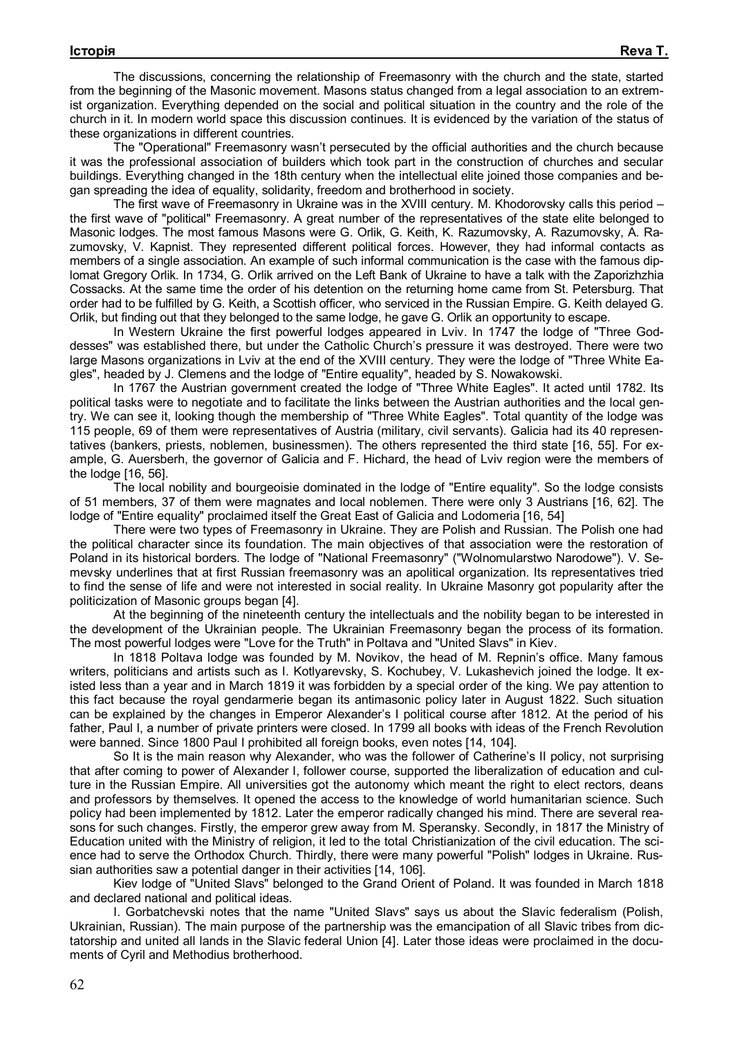The discussions, concerning the relationship of Freemasonry with the church and the state, started from the beginning of the Masonic movement. Masons status changed from a legal association to an extremist organization. Everything depended on the social and political situation in the country and the role of the church in it. In modern world space this discussion continues. It is evidenced by the variation of the status of these organizations in different countries.

The "Operational" Freemasonry wasn't persecuted by the official authorities and the church because it was the professional association of builders which took part in the construction of churches and secular buildings. Everything changed in the 18th century when the intellectual elite joined those companies and began spreading the idea of equality, solidarity, freedom and brotherhood in society.

The first wave of Freemasonry in Ukraine was in the XVIII century. M. Khodorovsky calls this period – the first wave of "political" Freemasonry. A great number of the representatives of the state elite belonged to Masonic lodges. The most famous Masons were G. Orlik, G. Keith, K. Razumovsky, A. Razumovsky, A. Razumovsky, V. Kapnist. They represented different political forces. However, they had informal contacts as members of a single association. An example of such informal communication is the case with the famous diplomat Gregory Orlik. In 1734, G. Orlik arrived on the Left Bank of Ukraine to have a talk with the Zaporizhzhia Cossacks. At the same time the order of his detention on the returning home came from St. Petersburg. That order had to be fulfilled by G. Keith, a Scottish officer, who serviced in the Russian Empire. G. Keith delayed G. Orlik, but finding out that they belonged to the same lodge, he gave G. Orlik an opportunity to escape.

In Western Ukraine the first powerful lodges appeared in Lviv. In 1747 the lodge of "Three Goddesses" was established there, but under the Catholic Church's pressure it was destroyed. There were two large Masons organizations in Lviv at the end of the XVIII century. They were the lodge of "Three White Eagles", headed by J. Clemens and the lodge of "Entire equality", headed by S. Nowakowski.

In 1767 the Austrian government created the lodge of "Three White Eagles". It acted until 1782. Its political tasks were to negotiate and to facilitate the links between the Austrian authorities and the local gentry. We can see it, looking though the membership of "Three White Eagles". Total quantity of the lodge was 115 people, 69 of them were representatives of Austria (military, civil servants). Galicia had its 40 representatives (bankers, priests, noblemen, businessmen). The others represented the third state [16, 55]. For example, G. Auersberh, the governor of Galicia and F. Hichard, the head of Lviv region were the members of the lodge [16, 56].

The local nobility and bourgeoisie dominated in the lodge of "Entire equality". So the lodge consists of 51 members, 37 of them were magnates and local noblemen. There were only 3 Austrians [16, 62]. The lodge of "Entire equality" proclaimed itself the Great East of Galicia and Lodomeria [16, 54]

There were two types of Freemasonry in Ukraine. They are Polish and Russian. The Polish one had the political character since its foundation. The main objectives of that association were the restoration of Poland in its historical borders. The lodge of "National Freemasonry" ("Wolnomularstwo Narodowe"). V. Semevsky underlines that at first Russian freemasonry was an apolitical organization. Its representatives tried to find the sense of life and were not interested in social reality. In Ukraine Masonry got popularity after the politicization of Masonic groups began [4].

At the beginning of the nineteenth century the intellectuals and the nobility began to be interested in the development of the Ukrainian people. The Ukrainian Freemasonry began the process of its formation. The most powerful lodges were "Love for the Truth" in Poltava and "United Slavs" in Kiev.

In 1818 Poltava lodge was founded by M. Novikov, the head of M. Repnin's office. Many famous writers, politicians and artists such as I. Kotlyarevsky, S. Kochubey, V. Lukashevich joined the lodge. It existed less than a year and in March 1819 it was forbidden by a special order of the king. We pay attention to this fact because the royal gendarmerie began its antimasonic policy later in August 1822. Such situation can be explained by the changes in Emperor Alexander's I political course after 1812. At the period of his father, Paul I, a number of private printers were closed. In 1799 all books with ideas of the French Revolution were banned. Since 1800 Paul I prohibited all foreign books, even notes [14, 104].

So It is the main reason why Alexander, who was the follower of Catherine's II policy, not surprising that after coming to power of Alexander I, follower course, supported the liberalization of education and culture in the Russian Empire. All universities got the autonomy which meant the right to elect rectors, deans and professors by themselves. It opened the access to the knowledge of world humanitarian science. Such policy had been implemented by 1812. Later the emperor radically changed his mind. There are several reasons for such changes. Firstly, the emperor grew away from M. Speransky. Secondly, in 1817 the Ministry of Education united with the Ministry of religion, it led to the total Christianization of the civil education. The science had to serve the Orthodox Church. Thirdly, there were many powerful "Polish" lodges in Ukraine. Russian authorities saw a potential danger in their activities [14, 106].

Kiev lodge of "United Slavs" belonged to the Grand Orient of Poland. It was founded in March 1818 and declared national and political ideas.

I. Gorbatchevski notes that the name "United Slavs" says us about the Slavic federalism (Polish, Ukrainian, Russian). The main purpose of the partnership was the emancipation of all Slavic tribes from dictatorship and united all lands in the Slavic federal Union [4]. Later those ideas were proclaimed in the documents of Cyril and Methodius brotherhood.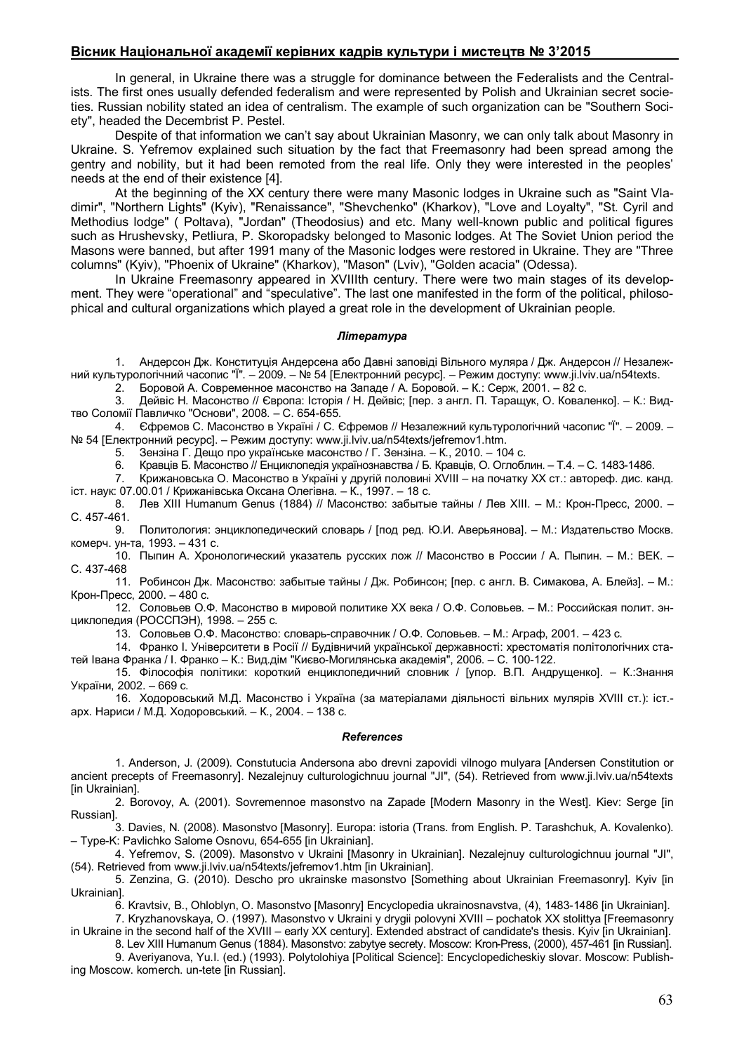In general, in Ukraine there was a struggle for dominance between the Federalists and the Centralists. The first ones usually defended federalism and were represented by Polish and Ukrainian secret societies. Russian nobility stated an idea of centralism. The example of such organization can be "Southern Society", headed the Decembrist P. Pestel.

Despite of that information we can't say about Ukrainian Masonry, we can only talk about Masonry in Ukraine. S. Yefremov explained such situation by the fact that Freemasonry had been spread among the gentry and nobility, but it had been remoted from the real life. Only they were interested in the peoples' needs at the end of their existence [4].

At the beginning of the XX century there were many Masonic lodges in Ukraine such as "Saint Vladimir", "Northern Lights" (Kyiv), "Renaissance", "Shevchenko" (Kharkov), "Love and Loyalty", "St. Cyril and Methodius lodge" ( Poltava), "Jordan" (Theodosius) and etc. Many well-known public and political figures such as Hrushevsky, Petliura, P. Skoropadsky belonged to Masonic lodges. At The Soviet Union period the Masons were banned, but after 1991 many of the Masonic lodges were restored in Ukraine. They are "Three columns" (Kyiv), "Phoenix of Ukraine" (Kharkov), "Mason" (Lviv), "Golden acacia" (Odessa).

In Ukraine Freemasonry appeared in XVIIIth century. There were two main stages of its development. They were "operational" and "speculative". The last one manifested in the form of the political, philosophical and cultural organizations which played a great role in the development of Ukrainian people.

#### *Література*

1. Андерсон Дж. Конституція Андерсена або Давні заповіді Вільного муляра / Дж. Андерсон // Незалежний культурологічний часопис "Ї". – 2009. – № 54 [Електронний ресурс]. – Режим доступу: www.ji.lviv.ua/n54texts.
2. Боровой А. Современное масонство на Западе / А. Боровой. – К.: Серж, 2001. – 82 с.
3. Дейвіс Н. Масонство // Європа: Історія / Н. Дейвіс; [пер. з англ. П. Таращук, О. Коваленко]. – К.: Вид-тво Соломії Павличко "Основи", 2008. – С. 654-655.
4. Єфремов С. Масонство в Україні / С. Єфремов // Незалежний культурологічний часопис "Ї". – 2009. – № 54 [Електронний ресурс]. – Режим доступу: www.ji.lviv.ua/n54texts/jefremov1.htm.
5. Зензіна Г. Дещо про українське масонство / Г. Зензіна. – К., 2010. – 104 с.
6. Кравців Б. Масонство // Енциклопедія українознавства / Б. Кравців, О. Оглоблин. – Т.4. – С. 1483-1486.
7. Крижановська О. Масонство в Україні у другій половині XVIII – на початку XX ст.: автореф. дис. канд. іст. наук: 07.00.01 / Крижанівська Оксана Олегівна. – К., 1997. – 18 с.
8. Лев XIII Humanum Genus (1884) // Масонство: забытые тайны / Лев XIII. – М.: Крон-Пресс, 2000. – С. 457-461.
9. Политология: энциклопедический словарь / [под ред. Ю.И. Аверьянова]. – М.: Издательство Москв. комерч. ун-та, 1993. – 431 с.
10. Пыпин А. Хронологический указатель русских лож // Масонство в России / А. Пыпин. – М.: ВЕК. – С. 437-468
11. Робинсон Дж. Масонство: забытые тайны / Дж. Робинсон; [пер. с англ. В. Симакова, А. Блейз]. – М.: Крон-Пресс, 2000. – 480 с.
12. Соловьев О.Ф. Масонство в мировой политике XX века / О.Ф. Соловьев. – М.: Российская полит. энциклопедия (РОССПЭН), 1998. – 255 с.
13. Соловьев О.Ф. Масонство: словарь-справочник / О.Ф. Соловьев. – М.: Аграф, 2001. – 423 с.
14. Франко І. Університети в Росії // Будівничий української державності: хрестоматія політологічних статей Івана Франка / І. Франко – К.: Вид.дім "Києво-Могилянська академія", 2006. – С. 100-122.
15. Філософія політики: короткий енциклопедичний словник / [упор. В.П. Андрущенко]. – К.:Знання України, 2002. – 669 с.
16. Ходоровський М.Д. Масонство і Україна (за матеріалами діяльності вільних мулярів XVIII ст.): іст.-арх. Нариси / М.Д. Ходоровський. – К., 2004. – 138 с.

#### *References*

1. Anderson, J. (2009). Constutucia Andersona abo drevni zapovidi vilnogo mulyara [Andersen Constitution or ancient precepts of Freemasonry]. Nezalejnuy culturologichnuu journal "JI", (54). Retrieved from www.ji.lviv.ua/n54texts [in Ukrainian].
2. Borovoy, A. (2001). Sovremennoe masonstvo na Zapade [Modern Masonry in the West]. Kiev: Serge [in Russian].
3. Davies, N. (2008). Masonstvo [Masonry]. Europa: istoria (Trans. from English. P. Tarashchuk, A. Kovalenko). – Type-K: Pavlichko Salome Osnovu, 654-655 [in Ukrainian].
4. Yefremov, S. (2009). Masonstvo v Ukraini [Masonry in Ukrainian]. Nezalejnuy culturologichnuu journal "JI", (54). Retrieved from www.ji.lviv.ua/n54texts/jefremov1.htm [in Ukrainian].
5. Zenzina, G. (2010). Descho pro ukrainske masonstvo [Something about Ukrainian Freemasonry]. Kyiv [in Ukrainian].
6. Kravtsiv, B., Ohloblyn, O. Masonstvo [Masonry] Encyclopedia ukrainosnavstva, (4), 1483-1486 [in Ukrainian].
7. Kryzhanovskaya, O. (1997). Masonstvo v Ukraini y drygii polovyni XVIII – pochatok XX stolittya [Freemasonry in Ukraine in the second half of the XVIII – early XX century]. Extended abstract of candidate's thesis. Kyiv [in Ukrainian].
8. Lev XIII Humanum Genus (1884). Masonstvo: zabytye secrety. Moscow: Kron-Press, (2000), 457-461 [in Russian].
9. Averiyanova, Yu.I. (ed.) (1993). Polytolohiya [Political Science]: Encyclopedicheskiy slovar. Moscow: Publishing Moscow. komerch. un-tete [in Russian].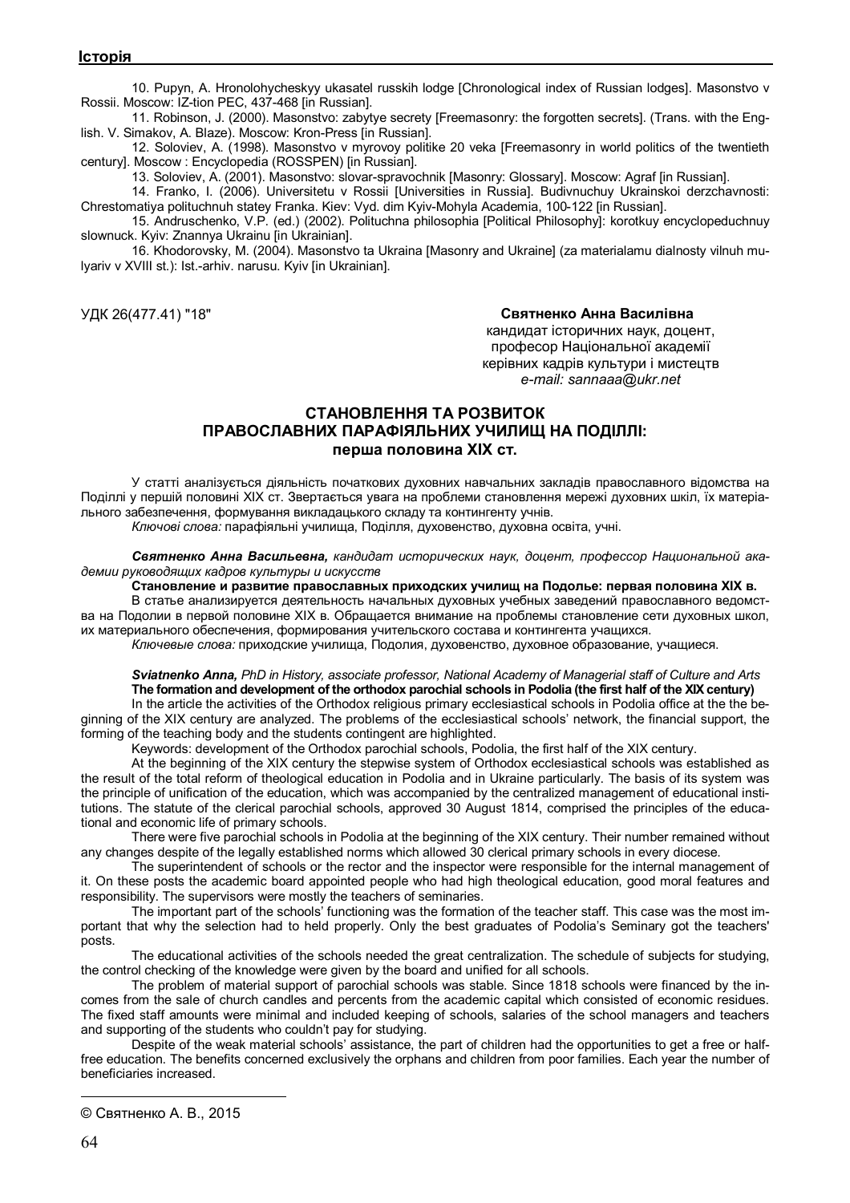10. Pupyn, A. Hronolohycheskyy ukasatel russkih lodge [Chronological index of Russian lodges]. Masonstvo v Rossii. Moscow: IZ-tion PEC, 437-468 [in Russian].

11. Robinson, J. (2000). Masonstvo: zabytye secrety [Freemasonry: the forgotten secrets]. (Trans. with the English. V. Simakov, A. Blaze). Moscow: Kron-Press [in Russian].

12. Soloviev, A. (1998). Masonstvo v myrovoy politike 20 veka [Freemasonry in world politics of the twentieth century]. Moscow : Encyclopedia (ROSSPEN) [in Russian].

13. Soloviev, A. (2001). Masonstvo: slovar-spravochnik [Masonry: Glossary]. Moscow: Agraf [in Russian].

14. Franko, I. (2006). Universitetu v Rossii [Universities in Russia]. Budivnuchuy Ukrainskoi derzchavnosti: Chrestomatiya polituchnuh statey Franka. Kiev: Vyd. dim Kyiv-Mohyla Academia, 100-122 [in Russian].

15. Andruschenko, V.P. (ed.) (2002). Polituchna philosophia [Political Philosophy]: korotkuy encycloped­uchnuy slownuck. Kyiv: Znannya Ukrainu [in Ukrainian].

16. Khodorovsky, M. (2004). Masonstvo ta Ukraina [Masonry and Ukraine] (za materialamu dialnosty vilnuh mulyariv v XVIII st.): Ist.-arhiv. narusu. Kyiv [in Ukrainian].

УДК 26(477.41) "18"

**Святненко Анна Василівна**
кандидат історичних наук, доцент,
професор Національної академії
керівних кадрів культури і мистецтв
*e-mail: sannaaa@ukr.net*

## СТАНОВЛЕННЯ ТА РОЗВИТОК ПРАВОСЛАВНИХ ПАРАФІЯЛЬНИХ УЧИЛИЩ НА ПОДІЛЛІ: перша половина ХІХ ст.

У статті аналізується діяльність початкових духовних навчальних закладів православного відомства на Поділлі у першій половині ХІХ ст. Звертається увага на проблеми становлення мережі духовних шкіл, їх матеріального забезпечення, формування викладацького складу та контингенту учнів.

*Ключові слова:* парафіяльні училища, Поділля, духовенство, духовна освіта, учні.

***Святненко Анна Васильевна,*** *кандидат исторических наук, доцент, профессор Национальной академии руководящих кадров культуры и искусств*

**Становление и развитие православных приходских училищ на Подолье: первая половина ХІХ в.**

В статье анализируется деятельность начальных духовных учебных заведений православного ведомства на Подолии в первой половине ХІХ в. Обращается внимание на проблемы становление сети духовных школ, их материального обеспечения, формирования учительского состава и контингента учащихся.

*Ключевые слова:* приходские училища, Подолия, духовенство, духовное образование, учащиеся.

***Sviatnenko Anna,*** *PhD in History, associate professor, National Academy of Managerial staff of Culture and Arts*

**The formation and development of the orthodox parochial schools in Podolia (the first half of the XIX century)**

In the article the activities of the Orthodox religious primary ecclesiastical schools in Podolia office at the the beginning of the XIX century are analyzed. The problems of the ecclesiastical schools' network, the financial support, the forming of the teaching body and the students contingent are highlighted.

Keywords: development of the Orthodox parochial schools, Podolia, the first half of the XIX century.

At the beginning of the XIX century the stepwise system of Orthodox ecclesiastical schools was established as the result of the total reform of theological education in Podolia and in Ukraine particularly. The basis of its system was the principle of unification of the education, which was accompanied by the centralized management of educational institutions. The statute of the clerical parochial schools, approved 30 August 1814, comprised the principles of the educational and economic life of primary schools.

There were five parochial schools in Podolia at the beginning of the XIX century. Their number remained without any changes despite of the legally established norms which allowed 30 clerical primary schools in every diocese.

The superintendent of schools or the rector and the inspector were responsible for the internal management of it. On these posts the academic board appointed people who had high theological education, good moral features and responsibility. The supervisors were mostly the teachers of seminaries.

The important part of the schools' functioning was the formation of the teacher staff. This case was the most important that why the selection had to held properly. Only the best graduates of Podolia's Seminary got the teachers' posts.

The educational activities of the schools needed the great centralization. The schedule of subjects for studying, the control checking of the knowledge were given by the board and unified for all schools.

The problem of material support of parochial schools was stable. Since 1818 schools were financed by the incomes from the sale of church candles and percents from the academic capital which consisted of economic residues. The fixed staff amounts were minimal and included keeping of schools, salaries of the school managers and teachers and supporting of the students who couldn't pay for studying.

Despite of the weak material schools' assistance, the part of children had the opportunities to get a free or half-free education. The benefits concerned exclusively the orphans and children from poor families. Each year the number of beneficiaries increased.

© Святненко А. В., 2015